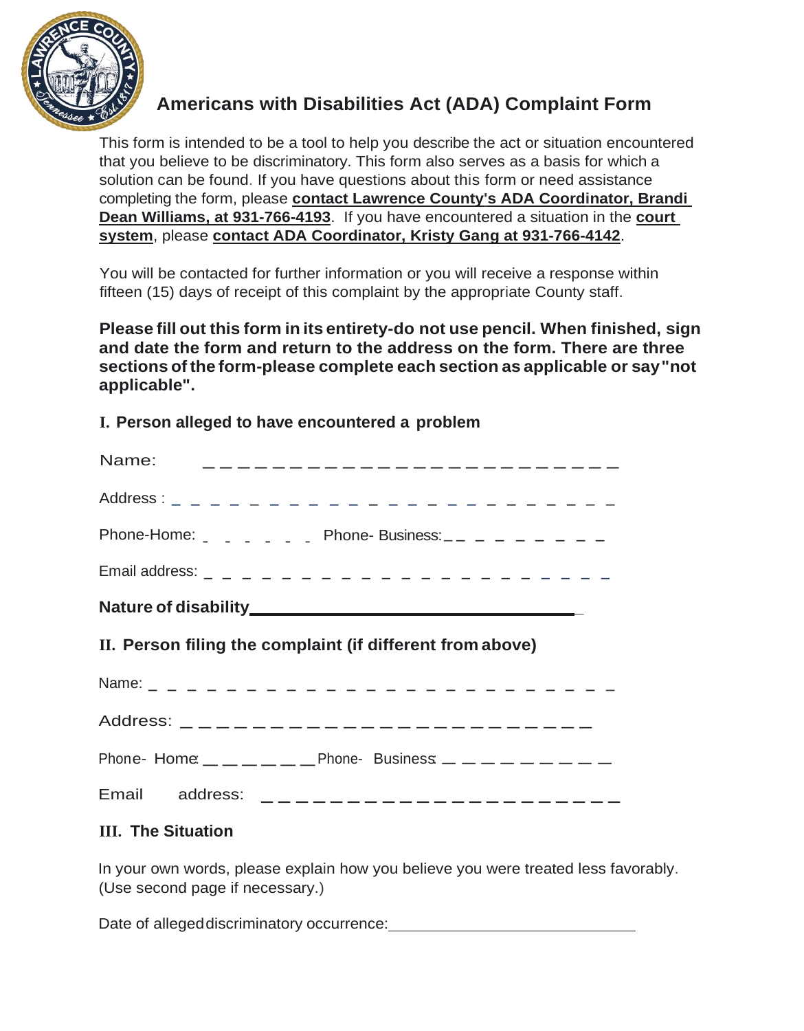# Americans with Disabilities Act (ADA) Complaint Form

This form is intended to be a tool to help you describe the act or situation encountered that you believe to be discriminatory. This form also serves as a basis for which a solution can be found. If you have questions about this form or need assistance completing the form, please **contact Lawrence County's ADA Coordinator, Brandi Dean Williams, at 931-766-4193**. If you have encountered a situation in the **court system**, please **contact ADA Coordinator, Kristy Gang at 931-766-4142**.

You will be contacted for further information or you will receive a response within fifteen (15) days of receipt of this complaint by the appropriate County staff.

**Please fill out this form in its entirety-do not use pencil. When finished, sign and date the form and return to the address on the form. There are three sections of the form-please complete each section as applicable or say "not applicable".**

## I. Person alleged to have encountered a problem

Name: _ _ _ _ _ _ _ _ _ _ _ _ _ _ _ _ _ _ _ _ _ _ _ _ _

Address : _ _ _ _ _ _ _ _ _ _ _ _ _ _ _ _ _ _ _ _ _ _ _ _ _ _

Phone-Home: _ _ _ _ _ _ _ Phone- Business: _ _ _ _ _ _ _ _ _ _

Email address: _ _ _ _ _ _ _ _ _ _ _ _ _ _ _ _ _ _ _ _ _ _ _

**Nature of disability** ____________________________________

## II. Person filing the complaint (if different from above)

Name: _ _ _ _ _ _ _ _ _ _ _ _ _ _ _ _ _ _ _ _ _ _ _ _ _ _

Address: _ _ _ _ _ _ _ _ _ _ _ _ _ _ _ _ _ _ _ _ _ _ _ _ _

Phone- Home: _ _ _ _ _ _ Phone- Business: _ _ _ _ _ _ _ _ _

Email address: _ _ _ _ _ _ _ _ _ _ _ _ _ _ _ _ _ _ _ _ _

## III. The Situation

In your own words, please explain how you believe you were treated less favorably. (Use second page if necessary.)

Date of alleged discriminatory occurrence: ____________________________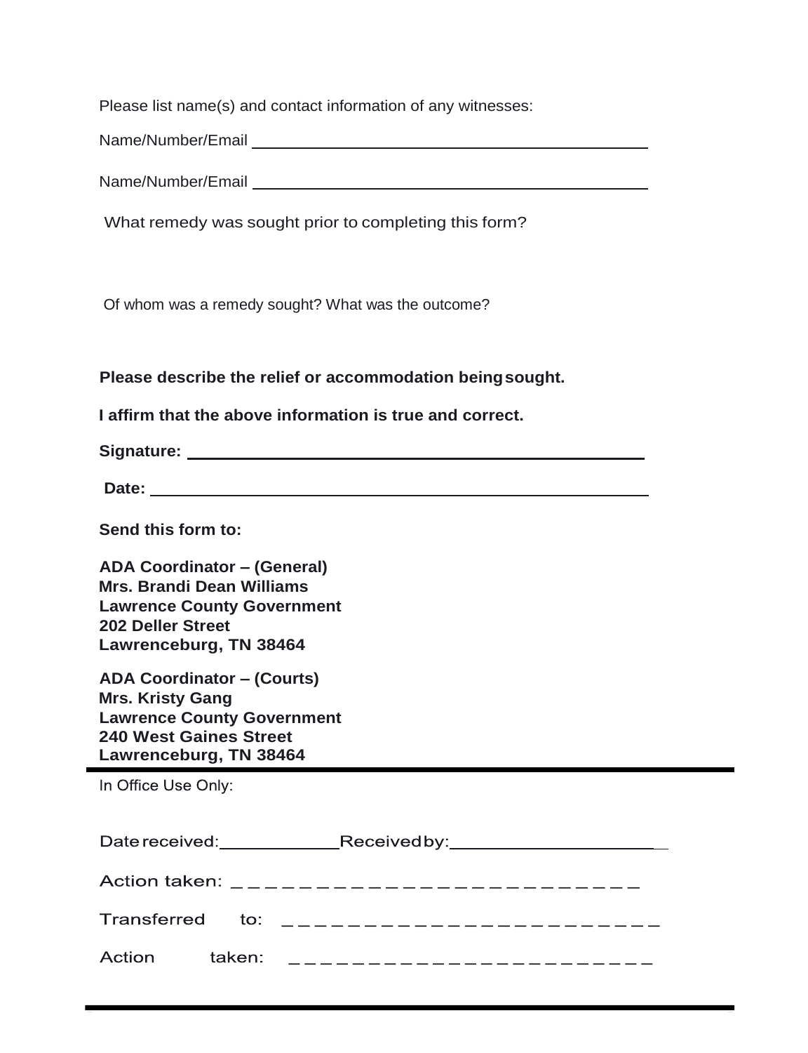Please list name(s) and contact information of any witnesses:

Name/Number/Email ___________________________________________

Name/Number/Email ___________________________________________

What remedy was sought prior to completing this form?

Of whom was a remedy sought? What was the outcome?

**Please describe the relief or accommodation being sought.**

**I affirm that the above information is true and correct.**

**Signature:** ___________________________________________

**Date:** ___________________________________________

**Send this form to:**

**ADA Coordinator – (General)**
**Mrs. Brandi Dean Williams**
**Lawrence County Government**
**202 Deller Street**
**Lawrenceburg, TN 38464**

**ADA Coordinator – (Courts)**
**Mrs. Kristy Gang**
**Lawrence County Government**
**240 West Gaines Street**
**Lawrenceburg, TN 38464**

---

In Office Use Only:

Date received: ____________ Received by: ______________________

Action taken: _ _ _ _ _ _ _ _ _ _ _ _ _ _ _ _ _ _ _ _ _ _ _ _ _ _

Transferred to: _ _ _ _ _ _ _ _ _ _ _ _ _ _ _ _ _ _ _ _ _ _ _ _ _

Action taken: _ _ _ _ _ _ _ _ _ _ _ _ _ _ _ _ _ _ _ _ _ _ _ _